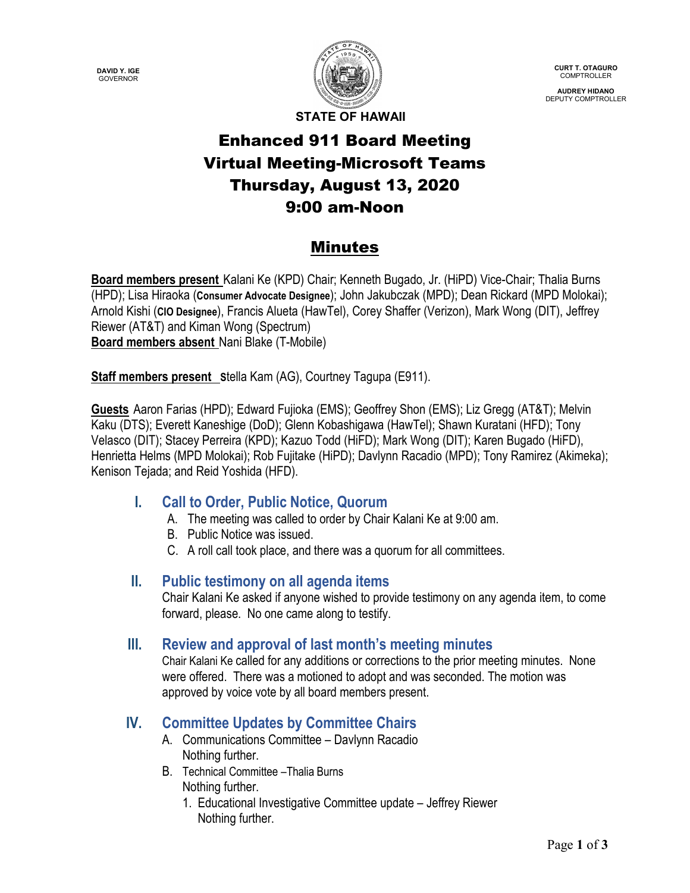**DAVID Y. IGE**
GOVERNOR

**CURT T. OTAGURO**
COMPTROLLER

**AUDREY HIDANO**
DEPUTY COMPTROLLER

**STATE OF HAWAII**

# Enhanced 911 Board Meeting
# Virtual Meeting-Microsoft Teams
# Thursday, August 13, 2020
# 9:00 am-Noon

## Minutes

**Board members present** Kalani Ke (KPD) Chair; Kenneth Bugado, Jr. (HiPD) Vice-Chair; Thalia Burns (HPD); Lisa Hiraoka (**Consumer Advocate Designee**); John Jakubczak (MPD); Dean Rickard (MPD Molokai); Arnold Kishi (**CIO Designee**), Francis Alueta (HawTel), Corey Shaffer (Verizon), Mark Wong (DIT), Jeffrey Riewer (AT&T) and Kiman Wong (Spectrum)
**Board members absent** Nani Blake (T-Mobile)

**Staff members present** Stella Kam (AG), Courtney Tagupa (E911).

**Guests** Aaron Farias (HPD); Edward Fujioka (EMS); Geoffrey Shon (EMS); Liz Gregg (AT&T); Melvin Kaku (DTS); Everett Kaneshige (DoD); Glenn Kobashigawa (HawTel); Shawn Kuratani (HFD); Tony Velasco (DIT); Stacey Perreira (KPD); Kazuo Todd (HiFD); Mark Wong (DIT); Karen Bugado (HiFD), Henrietta Helms (MPD Molokai); Rob Fujitake (HiPD); Davlynn Racadio (MPD); Tony Ramirez (Akimeka); Kenison Tejada; and Reid Yoshida (HFD).

### I. Call to Order, Public Notice, Quorum

A. The meeting was called to order by Chair Kalani Ke at 9:00 am.
B. Public Notice was issued.
C. A roll call took place, and there was a quorum for all committees.

### II. Public testimony on all agenda items

Chair Kalani Ke asked if anyone wished to provide testimony on any agenda item, to come forward, please. No one came along to testify.

### III. Review and approval of last month's meeting minutes

Chair Kalani Ke called for any additions or corrections to the prior meeting minutes. None were offered. There was a motioned to adopt and was seconded. The motion was approved by voice vote by all board members present.

### IV. Committee Updates by Committee Chairs

A. Communications Committee – Davlynn Racadio
   Nothing further.
B. Technical Committee –Thalia Burns
   Nothing further.
   1. Educational Investigative Committee update – Jeffrey Riewer
      Nothing further.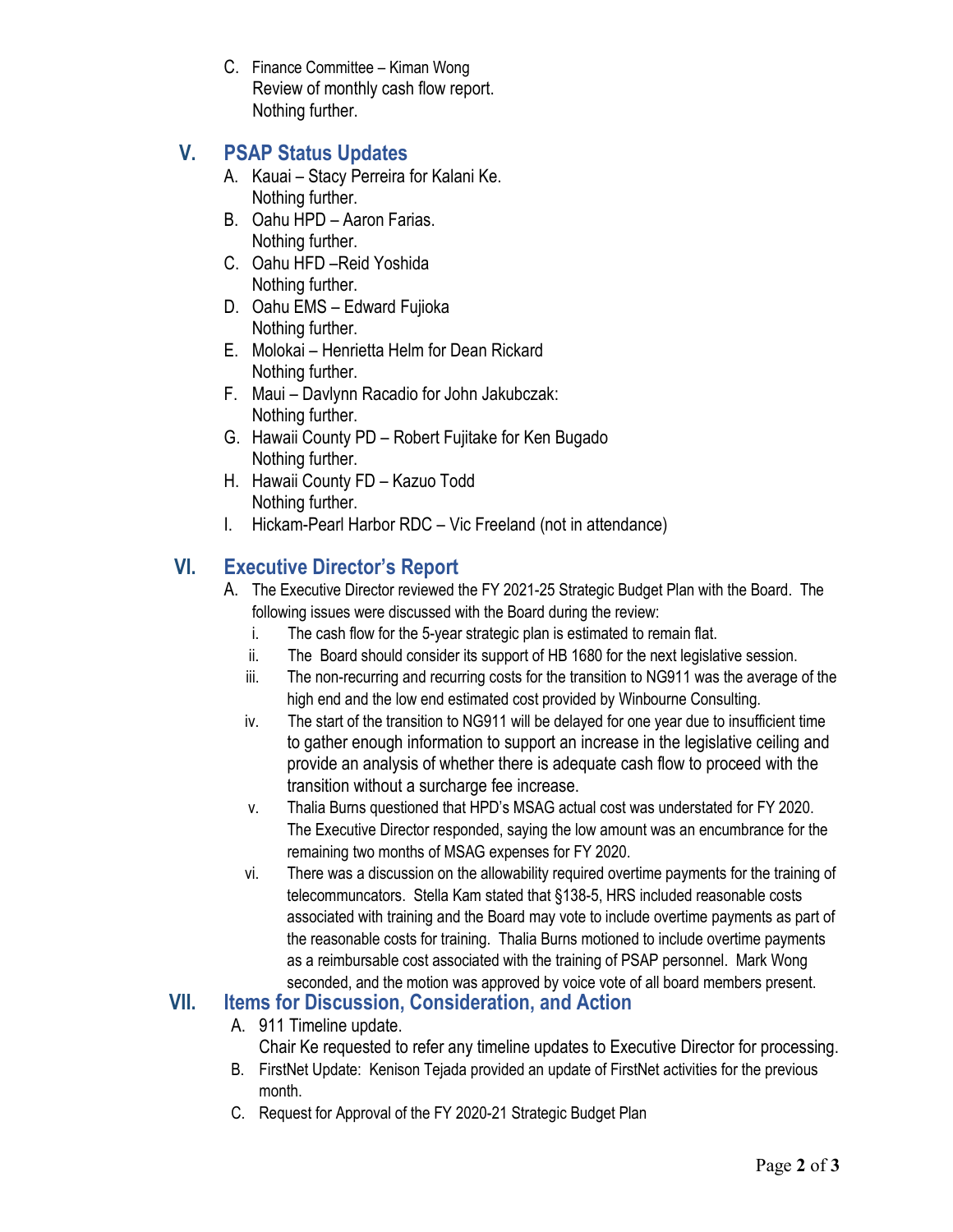C. Finance Committee – Kiman Wong
   Review of monthly cash flow report.
   Nothing further.

## V. PSAP Status Updates

A. Kauai – Stacy Perreira for Kalani Ke.
   Nothing further.

B. Oahu HPD – Aaron Farias.
   Nothing further.

C. Oahu HFD –Reid Yoshida
   Nothing further.

D. Oahu EMS – Edward Fujioka
   Nothing further.

E. Molokai – Henrietta Helm for Dean Rickard
   Nothing further.

F. Maui – Davlynn Racadio for John Jakubczak:
   Nothing further.

G. Hawaii County PD – Robert Fujitake for Ken Bugado
   Nothing further.

H. Hawaii County FD – Kazuo Todd
   Nothing further.

I. Hickam-Pearl Harbor RDC – Vic Freeland (not in attendance)

## VI. Executive Director's Report

A. The Executive Director reviewed the FY 2021-25 Strategic Budget Plan with the Board. The following issues were discussed with the Board during the review:

   i. The cash flow for the 5-year strategic plan is estimated to remain flat.

   ii. The Board should consider its support of HB 1680 for the next legislative session.

   iii. The non-recurring and recurring costs for the transition to NG911 was the average of the high end and the low end estimated cost provided by Winbourne Consulting.

   iv. The start of the transition to NG911 will be delayed for one year due to insufficient time to gather enough information to support an increase in the legislative ceiling and provide an analysis of whether there is adequate cash flow to proceed with the transition without a surcharge fee increase.

   v. Thalia Burns questioned that HPD's MSAG actual cost was understated for FY 2020. The Executive Director responded, saying the low amount was an encumbrance for the remaining two months of MSAG expenses for FY 2020.

   vi. There was a discussion on the allowability required overtime payments for the training of telecommunicators. Stella Kam stated that §138-5, HRS included reasonable costs associated with training and the Board may vote to include overtime payments as part of the reasonable costs for training. Thalia Burns motioned to include overtime payments as a reimbursable cost associated with the training of PSAP personnel. Mark Wong seconded, and the motion was approved by voice vote of all board members present.

## VII. Items for Discussion, Consideration, and Action

A. 911 Timeline update.
   Chair Ke requested to refer any timeline updates to Executive Director for processing.

B. FirstNet Update: Kenison Tejada provided an update of FirstNet activities for the previous month.

C. Request for Approval of the FY 2020-21 Strategic Budget Plan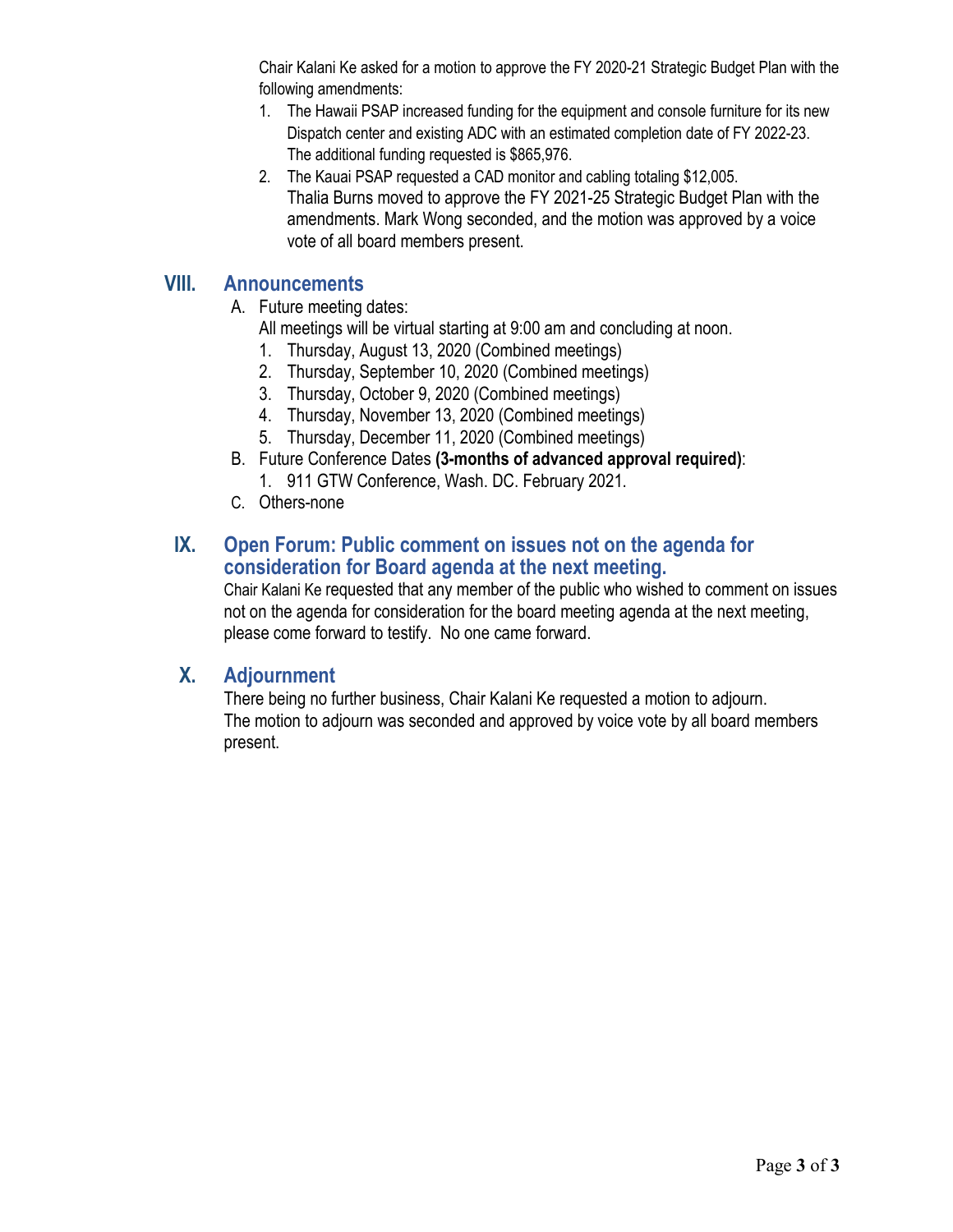Chair Kalani Ke asked for a motion to approve the FY 2020-21 Strategic Budget Plan with the following amendments:

1. The Hawaii PSAP increased funding for the equipment and console furniture for its new Dispatch center and existing ADC with an estimated completion date of FY 2022-23. The additional funding requested is $865,976.
2. The Kauai PSAP requested a CAD monitor and cabling totaling $12,005.
   Thalia Burns moved to approve the FY 2021-25 Strategic Budget Plan with the amendments. Mark Wong seconded, and the motion was approved by a voice vote of all board members present.

## VIII. Announcements

A. Future meeting dates:
   All meetings will be virtual starting at 9:00 am and concluding at noon.
   1. Thursday, August 13, 2020 (Combined meetings)
   2. Thursday, September 10, 2020 (Combined meetings)
   3. Thursday, October 9, 2020 (Combined meetings)
   4. Thursday, November 13, 2020 (Combined meetings)
   5. Thursday, December 11, 2020 (Combined meetings)

B. Future Conference Dates **(3-months of advanced approval required)**:
   1. 911 GTW Conference, Wash. DC. February 2021.

C. Others-none

## IX. Open Forum: Public comment on issues not on the agenda for consideration for Board agenda at the next meeting.

Chair Kalani Ke requested that any member of the public who wished to comment on issues not on the agenda for consideration for the board meeting agenda at the next meeting, please come forward to testify. No one came forward.

## X. Adjournment

There being no further business, Chair Kalani Ke requested a motion to adjourn. The motion to adjourn was seconded and approved by voice vote by all board members present.